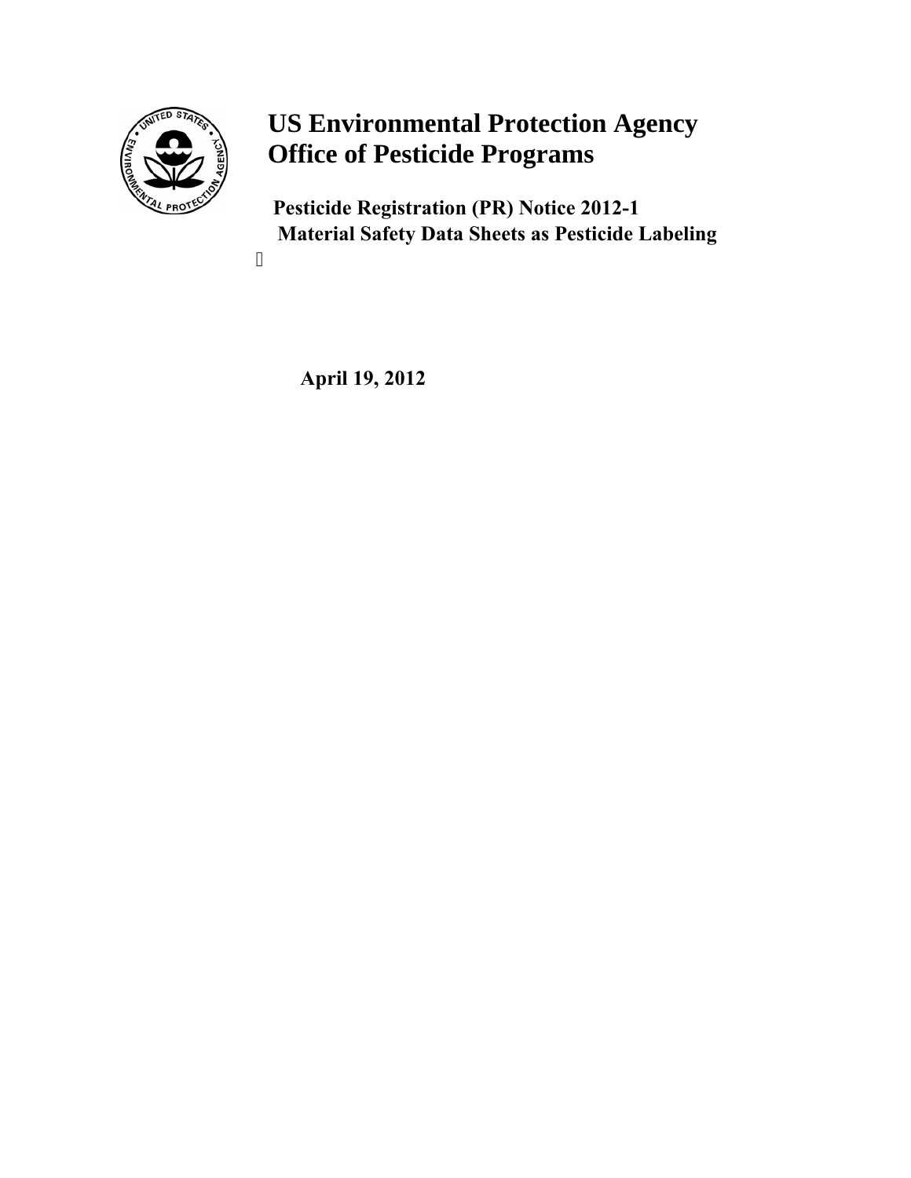# US Environmental Protection Agency
# Office of Pesticide Programs

**Pesticide Registration (PR) Notice 2012-1**
**Material Safety Data Sheets as Pesticide Labeling**

**April 19, 2012**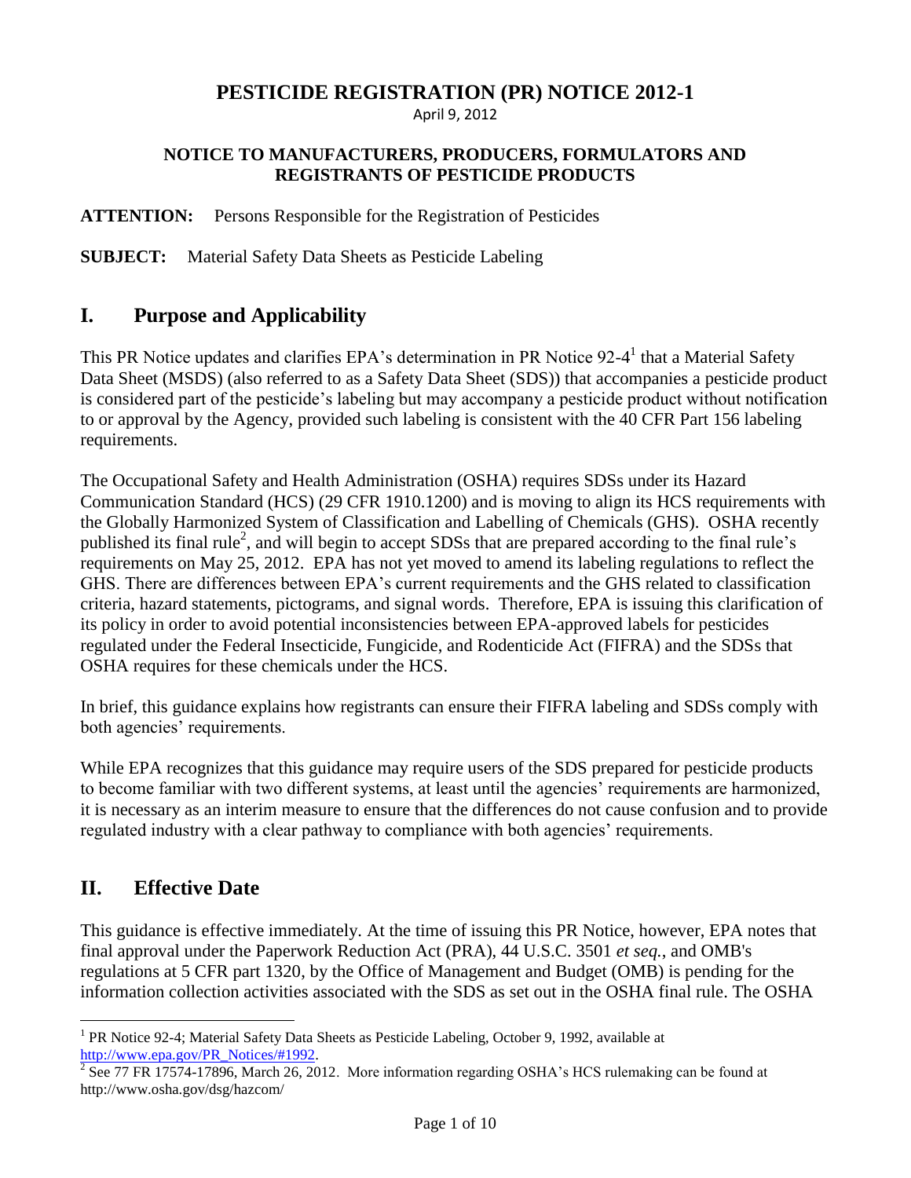# PESTICIDE REGISTRATION (PR) NOTICE 2012-1

April 9, 2012

**NOTICE TO MANUFACTURERS, PRODUCERS, FORMULATORS AND REGISTRANTS OF PESTICIDE PRODUCTS**

**ATTENTION:** Persons Responsible for the Registration of Pesticides

**SUBJECT:** Material Safety Data Sheets as Pesticide Labeling

## I. Purpose and Applicability

This PR Notice updates and clarifies EPA's determination in PR Notice 92-4[1] that a Material Safety Data Sheet (MSDS) (also referred to as a Safety Data Sheet (SDS)) that accompanies a pesticide product is considered part of the pesticide's labeling but may accompany a pesticide product without notification to or approval by the Agency, provided such labeling is consistent with the 40 CFR Part 156 labeling requirements.

The Occupational Safety and Health Administration (OSHA) requires SDSs under its Hazard Communication Standard (HCS) (29 CFR 1910.1200) and is moving to align its HCS requirements with the Globally Harmonized System of Classification and Labelling of Chemicals (GHS). OSHA recently published its final rule[2], and will begin to accept SDSs that are prepared according to the final rule's requirements on May 25, 2012. EPA has not yet moved to amend its labeling regulations to reflect the GHS. There are differences between EPA's current requirements and the GHS related to classification criteria, hazard statements, pictograms, and signal words. Therefore, EPA is issuing this clarification of its policy in order to avoid potential inconsistencies between EPA-approved labels for pesticides regulated under the Federal Insecticide, Fungicide, and Rodenticide Act (FIFRA) and the SDSs that OSHA requires for these chemicals under the HCS.

In brief, this guidance explains how registrants can ensure their FIFRA labeling and SDSs comply with both agencies' requirements.

While EPA recognizes that this guidance may require users of the SDS prepared for pesticide products to become familiar with two different systems, at least until the agencies' requirements are harmonized, it is necessary as an interim measure to ensure that the differences do not cause confusion and to provide regulated industry with a clear pathway to compliance with both agencies' requirements.

## II. Effective Date

This guidance is effective immediately. At the time of issuing this PR Notice, however, EPA notes that final approval under the Paperwork Reduction Act (PRA), 44 U.S.C. 3501 *et seq.*, and OMB's regulations at 5 CFR part 1320, by the Office of Management and Budget (OMB) is pending for the information collection activities associated with the SDS as set out in the OSHA final rule. The OSHA

---

[1] PR Notice 92-4; Material Safety Data Sheets as Pesticide Labeling, October 9, 1992, available at http://www.epa.gov/PR_Notices/#1992.

[2] See 77 FR 17574-17896, March 26, 2012. More information regarding OSHA's HCS rulemaking can be found at http://www.osha.gov/dsg/hazcom/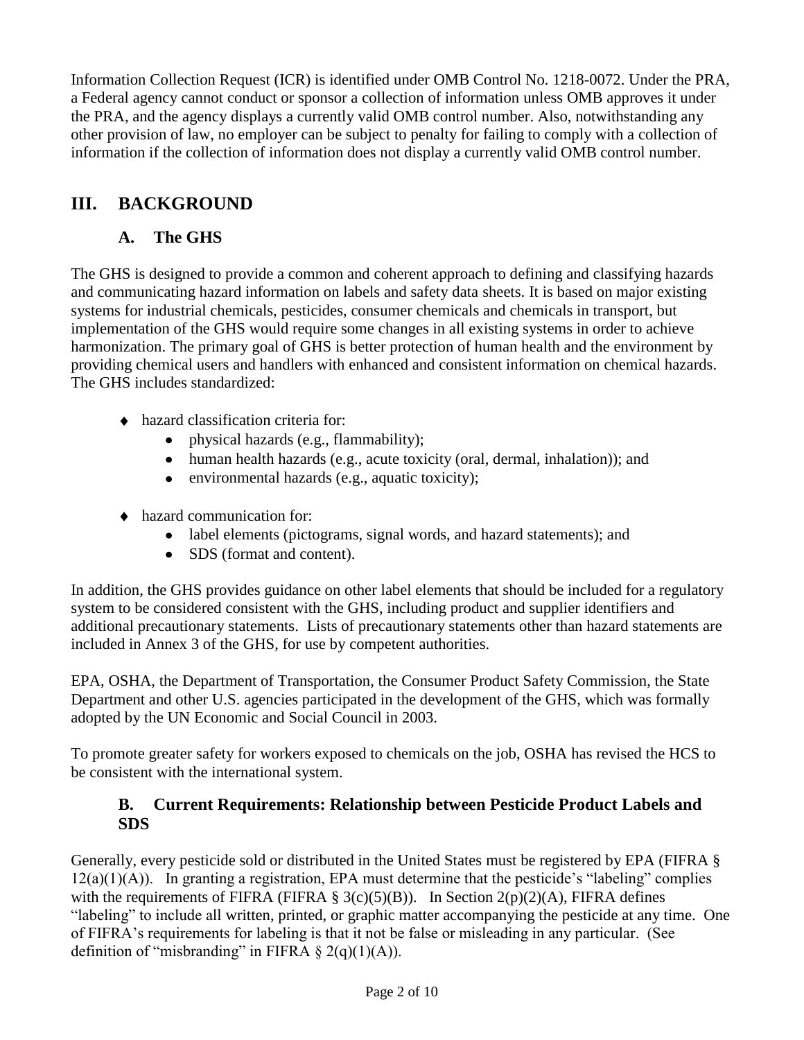Information Collection Request (ICR) is identified under OMB Control No. 1218-0072. Under the PRA, a Federal agency cannot conduct or sponsor a collection of information unless OMB approves it under the PRA, and the agency displays a currently valid OMB control number. Also, notwithstanding any other provision of law, no employer can be subject to penalty for failing to comply with a collection of information if the collection of information does not display a currently valid OMB control number.

## III. BACKGROUND

### A. The GHS

The GHS is designed to provide a common and coherent approach to defining and classifying hazards and communicating hazard information on labels and safety data sheets. It is based on major existing systems for industrial chemicals, pesticides, consumer chemicals and chemicals in transport, but implementation of the GHS would require some changes in all existing systems in order to achieve harmonization. The primary goal of GHS is better protection of human health and the environment by providing chemical users and handlers with enhanced and consistent information on chemical hazards. The GHS includes standardized:

- hazard classification criteria for:
  - physical hazards (e.g., flammability);
  - human health hazards (e.g., acute toxicity (oral, dermal, inhalation)); and
  - environmental hazards (e.g., aquatic toxicity);
- hazard communication for:
  - label elements (pictograms, signal words, and hazard statements); and
  - SDS (format and content).

In addition, the GHS provides guidance on other label elements that should be included for a regulatory system to be considered consistent with the GHS, including product and supplier identifiers and additional precautionary statements. Lists of precautionary statements other than hazard statements are included in Annex 3 of the GHS, for use by competent authorities.

EPA, OSHA, the Department of Transportation, the Consumer Product Safety Commission, the State Department and other U.S. agencies participated in the development of the GHS, which was formally adopted by the UN Economic and Social Council in 2003.

To promote greater safety for workers exposed to chemicals on the job, OSHA has revised the HCS to be consistent with the international system.

### B. Current Requirements: Relationship between Pesticide Product Labels and SDS

Generally, every pesticide sold or distributed in the United States must be registered by EPA (FIFRA § 12(a)(1)(A)). In granting a registration, EPA must determine that the pesticide's "labeling" complies with the requirements of FIFRA (FIFRA § 3(c)(5)(B)). In Section 2(p)(2)(A), FIFRA defines "labeling" to include all written, printed, or graphic matter accompanying the pesticide at any time. One of FIFRA's requirements for labeling is that it not be false or misleading in any particular. (See definition of "misbranding" in FIFRA § 2(q)(1)(A)).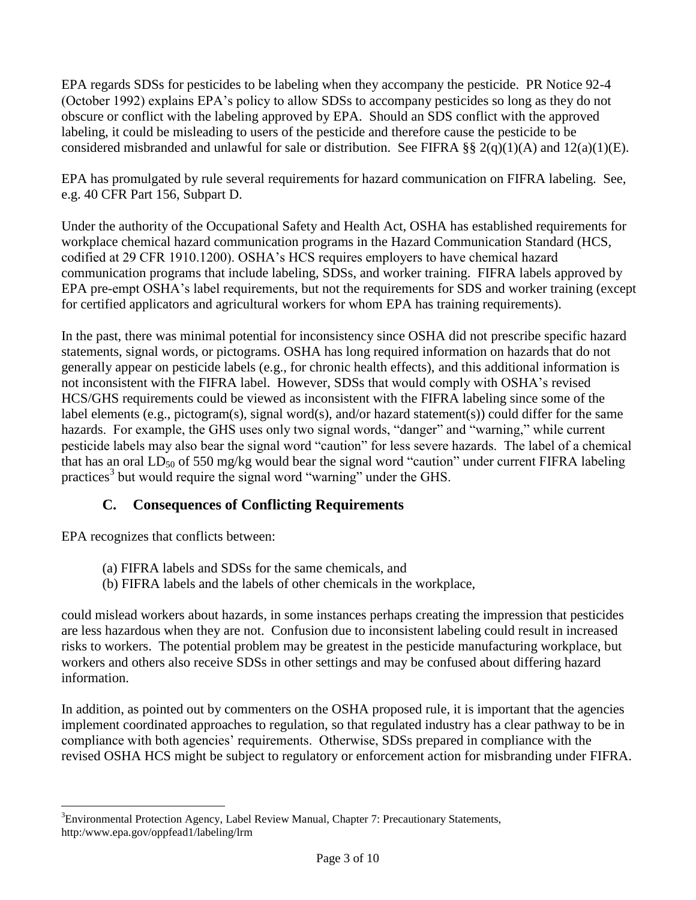EPA regards SDSs for pesticides to be labeling when they accompany the pesticide. PR Notice 92-4 (October 1992) explains EPA's policy to allow SDSs to accompany pesticides so long as they do not obscure or conflict with the labeling approved by EPA. Should an SDS conflict with the approved labeling, it could be misleading to users of the pesticide and therefore cause the pesticide to be considered misbranded and unlawful for sale or distribution. See FIFRA §§ 2(q)(1)(A) and 12(a)(1)(E).

EPA has promulgated by rule several requirements for hazard communication on FIFRA labeling. See, e.g. 40 CFR Part 156, Subpart D.

Under the authority of the Occupational Safety and Health Act, OSHA has established requirements for workplace chemical hazard communication programs in the Hazard Communication Standard (HCS, codified at 29 CFR 1910.1200). OSHA's HCS requires employers to have chemical hazard communication programs that include labeling, SDSs, and worker training. FIFRA labels approved by EPA pre-empt OSHA's label requirements, but not the requirements for SDS and worker training (except for certified applicators and agricultural workers for whom EPA has training requirements).

In the past, there was minimal potential for inconsistency since OSHA did not prescribe specific hazard statements, signal words, or pictograms. OSHA has long required information on hazards that do not generally appear on pesticide labels (e.g., for chronic health effects), and this additional information is not inconsistent with the FIFRA label. However, SDSs that would comply with OSHA's revised HCS/GHS requirements could be viewed as inconsistent with the FIFRA labeling since some of the label elements (e.g., pictogram(s), signal word(s), and/or hazard statement(s)) could differ for the same hazards. For example, the GHS uses only two signal words, "danger" and "warning," while current pesticide labels may also bear the signal word "caution" for less severe hazards. The label of a chemical that has an oral $LD_{50}$ of 550 mg/kg would bear the signal word "caution" under current FIFRA labeling practices[3] but would require the signal word "warning" under the GHS.

## C. Consequences of Conflicting Requirements

EPA recognizes that conflicts between:

(a) FIFRA labels and SDSs for the same chemicals, and
(b) FIFRA labels and the labels of other chemicals in the workplace,

could mislead workers about hazards, in some instances perhaps creating the impression that pesticides are less hazardous when they are not. Confusion due to inconsistent labeling could result in increased risks to workers. The potential problem may be greatest in the pesticide manufacturing workplace, but workers and others also receive SDSs in other settings and may be confused about differing hazard information.

In addition, as pointed out by commenters on the OSHA proposed rule, it is important that the agencies implement coordinated approaches to regulation, so that regulated industry has a clear pathway to be in compliance with both agencies' requirements. Otherwise, SDSs prepared in compliance with the revised OSHA HCS might be subject to regulatory or enforcement action for misbranding under FIFRA.

---

[3]Environmental Protection Agency, Label Review Manual, Chapter 7: Precautionary Statements, http:/www.epa.gov/oppfead1/labeling/lrm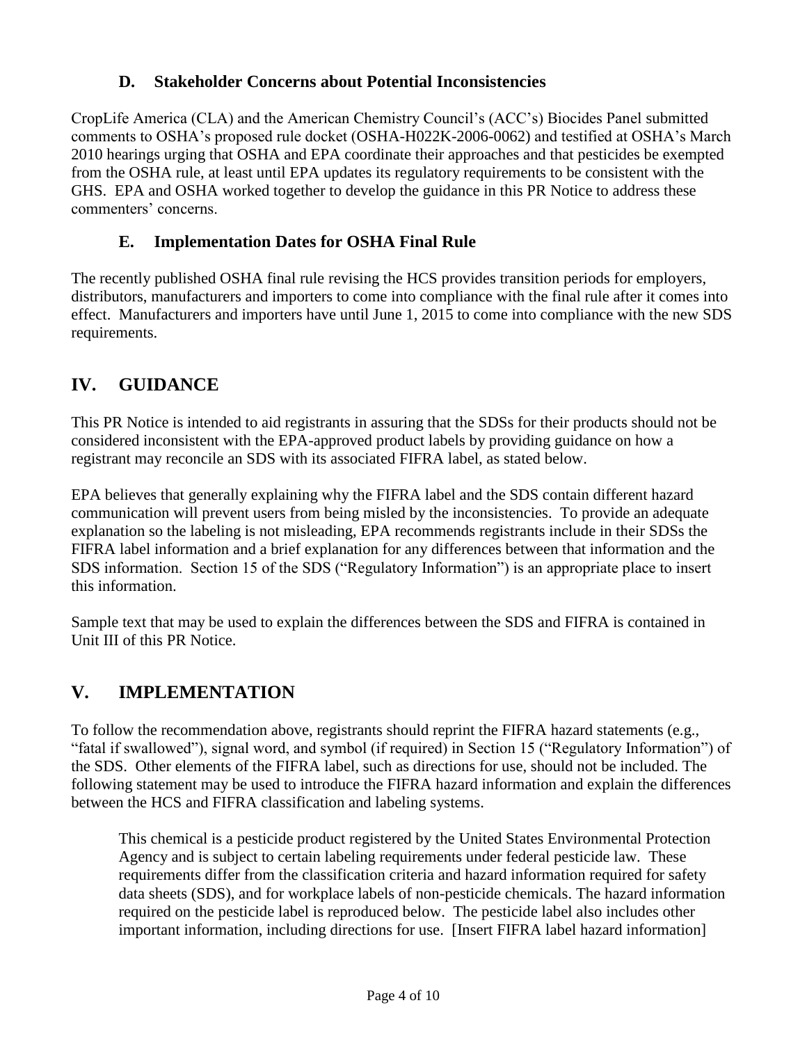### D. Stakeholder Concerns about Potential Inconsistencies

CropLife America (CLA) and the American Chemistry Council's (ACC's) Biocides Panel submitted comments to OSHA's proposed rule docket (OSHA-H022K-2006-0062) and testified at OSHA's March 2010 hearings urging that OSHA and EPA coordinate their approaches and that pesticides be exempted from the OSHA rule, at least until EPA updates its regulatory requirements to be consistent with the GHS. EPA and OSHA worked together to develop the guidance in this PR Notice to address these commenters' concerns.

### E. Implementation Dates for OSHA Final Rule

The recently published OSHA final rule revising the HCS provides transition periods for employers, distributors, manufacturers and importers to come into compliance with the final rule after it comes into effect. Manufacturers and importers have until June 1, 2015 to come into compliance with the new SDS requirements.

## IV. GUIDANCE

This PR Notice is intended to aid registrants in assuring that the SDSs for their products should not be considered inconsistent with the EPA-approved product labels by providing guidance on how a registrant may reconcile an SDS with its associated FIFRA label, as stated below.

EPA believes that generally explaining why the FIFRA label and the SDS contain different hazard communication will prevent users from being misled by the inconsistencies. To provide an adequate explanation so the labeling is not misleading, EPA recommends registrants include in their SDSs the FIFRA label information and a brief explanation for any differences between that information and the SDS information. Section 15 of the SDS ("Regulatory Information") is an appropriate place to insert this information.

Sample text that may be used to explain the differences between the SDS and FIFRA is contained in Unit III of this PR Notice.

## V. IMPLEMENTATION

To follow the recommendation above, registrants should reprint the FIFRA hazard statements (e.g., "fatal if swallowed"), signal word, and symbol (if required) in Section 15 ("Regulatory Information") of the SDS. Other elements of the FIFRA label, such as directions for use, should not be included. The following statement may be used to introduce the FIFRA hazard information and explain the differences between the HCS and FIFRA classification and labeling systems.

> This chemical is a pesticide product registered by the United States Environmental Protection Agency and is subject to certain labeling requirements under federal pesticide law. These requirements differ from the classification criteria and hazard information required for safety data sheets (SDS), and for workplace labels of non-pesticide chemicals. The hazard information required on the pesticide label is reproduced below. The pesticide label also includes other important information, including directions for use. [Insert FIFRA label hazard information]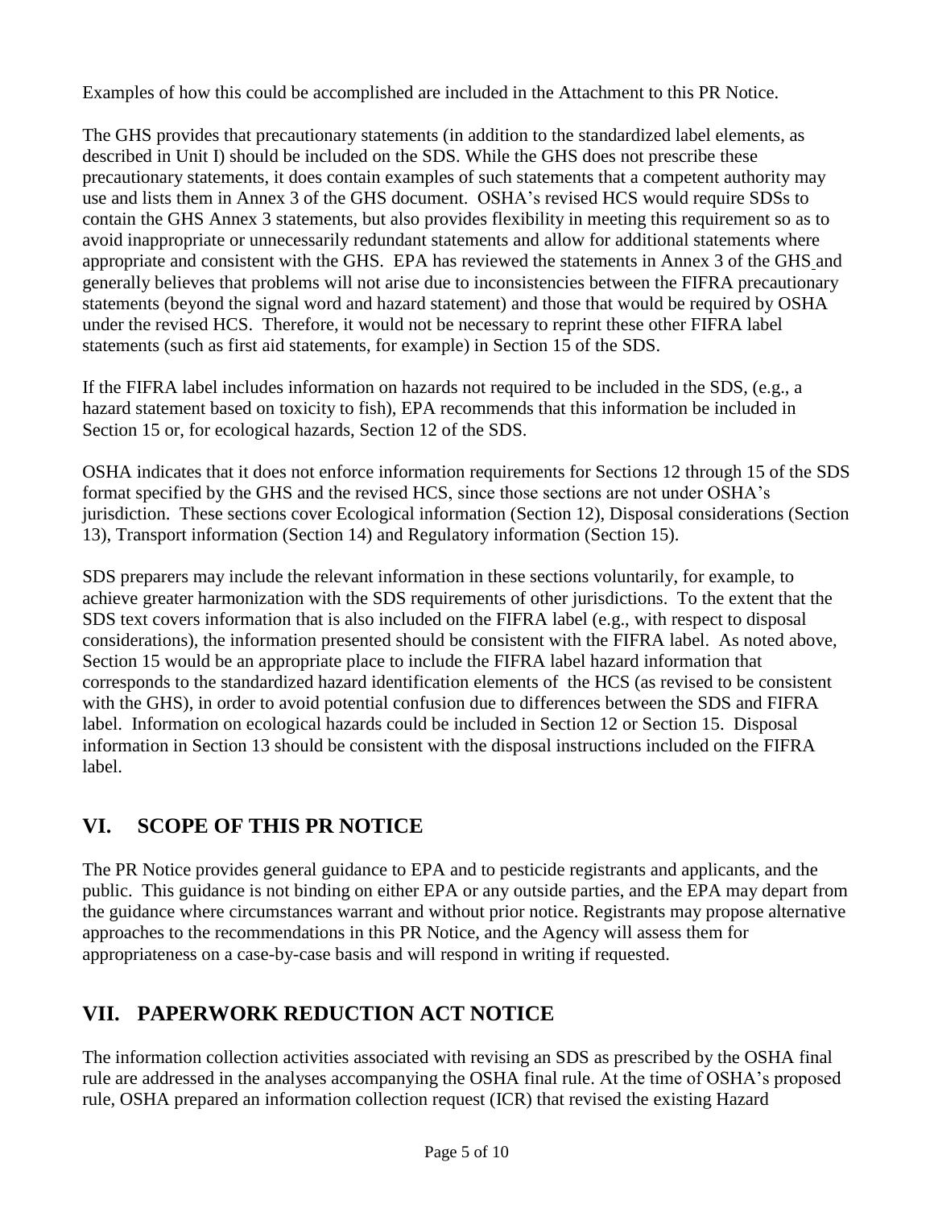Examples of how this could be accomplished are included in the Attachment to this PR Notice.

The GHS provides that precautionary statements (in addition to the standardized label elements, as described in Unit I) should be included on the SDS. While the GHS does not prescribe these precautionary statements, it does contain examples of such statements that a competent authority may use and lists them in Annex 3 of the GHS document. OSHA's revised HCS would require SDSs to contain the GHS Annex 3 statements, but also provides flexibility in meeting this requirement so as to avoid inappropriate or unnecessarily redundant statements and allow for additional statements where appropriate and consistent with the GHS. EPA has reviewed the statements in Annex 3 of the GHS and generally believes that problems will not arise due to inconsistencies between the FIFRA precautionary statements (beyond the signal word and hazard statement) and those that would be required by OSHA under the revised HCS. Therefore, it would not be necessary to reprint these other FIFRA label statements (such as first aid statements, for example) in Section 15 of the SDS.

If the FIFRA label includes information on hazards not required to be included in the SDS, (e.g., a hazard statement based on toxicity to fish), EPA recommends that this information be included in Section 15 or, for ecological hazards, Section 12 of the SDS.

OSHA indicates that it does not enforce information requirements for Sections 12 through 15 of the SDS format specified by the GHS and the revised HCS, since those sections are not under OSHA's jurisdiction. These sections cover Ecological information (Section 12), Disposal considerations (Section 13), Transport information (Section 14) and Regulatory information (Section 15).

SDS preparers may include the relevant information in these sections voluntarily, for example, to achieve greater harmonization with the SDS requirements of other jurisdictions. To the extent that the SDS text covers information that is also included on the FIFRA label (e.g., with respect to disposal considerations), the information presented should be consistent with the FIFRA label. As noted above, Section 15 would be an appropriate place to include the FIFRA label hazard information that corresponds to the standardized hazard identification elements of the HCS (as revised to be consistent with the GHS), in order to avoid potential confusion due to differences between the SDS and FIFRA label. Information on ecological hazards could be included in Section 12 or Section 15. Disposal information in Section 13 should be consistent with the disposal instructions included on the FIFRA label.

## VI. SCOPE OF THIS PR NOTICE

The PR Notice provides general guidance to EPA and to pesticide registrants and applicants, and the public. This guidance is not binding on either EPA or any outside parties, and the EPA may depart from the guidance where circumstances warrant and without prior notice. Registrants may propose alternative approaches to the recommendations in this PR Notice, and the Agency will assess them for appropriateness on a case-by-case basis and will respond in writing if requested.

## VII. PAPERWORK REDUCTION ACT NOTICE

The information collection activities associated with revising an SDS as prescribed by the OSHA final rule are addressed in the analyses accompanying the OSHA final rule. At the time of OSHA's proposed rule, OSHA prepared an information collection request (ICR) that revised the existing Hazard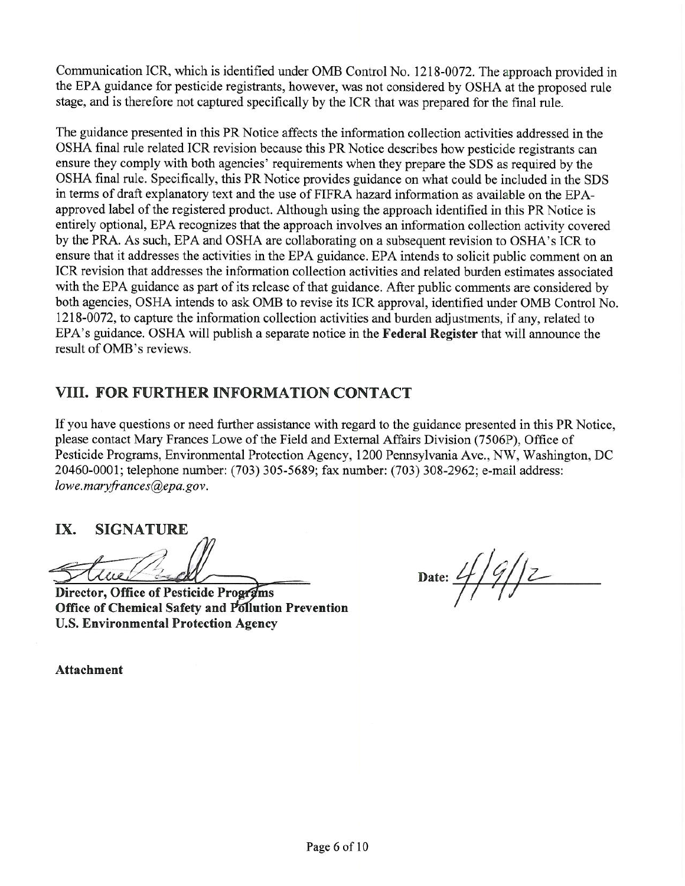Communication ICR, which is identified under OMB Control No. 1218-0072. The approach provided in the EPA guidance for pesticide registrants, however, was not considered by OSHA at the proposed rule stage, and is therefore not captured specifically by the ICR that was prepared for the final rule.

The guidance presented in this PR Notice affects the information collection activities addressed in the OSHA final rule related ICR revision because this PR Notice describes how pesticide registrants can ensure they comply with both agencies' requirements when they prepare the SDS as required by the OSHA final rule. Specifically, this PR Notice provides guidance on what could be included in the SDS in terms of draft explanatory text and the use of FIFRA hazard information as available on the EPA-approved label of the registered product. Although using the approach identified in this PR Notice is entirely optional, EPA recognizes that the approach involves an information collection activity covered by the PRA. As such, EPA and OSHA are collaborating on a subsequent revision to OSHA's ICR to ensure that it addresses the activities in the EPA guidance. EPA intends to solicit public comment on an ICR revision that addresses the information collection activities and related burden estimates associated with the EPA guidance as part of its release of that guidance. After public comments are considered by both agencies, OSHA intends to ask OMB to revise its ICR approval, identified under OMB Control No. 1218-0072, to capture the information collection activities and burden adjustments, if any, related to EPA's guidance. OSHA will publish a separate notice in the **Federal Register** that will announce the result of OMB's reviews.

## VIII. FOR FURTHER INFORMATION CONTACT

If you have questions or need further assistance with regard to the guidance presented in this PR Notice, please contact Mary Frances Lowe of the Field and External Affairs Division (7506P), Office of Pesticide Programs, Environmental Protection Agency, 1200 Pennsylvania Ave., NW, Washington, DC 20460-0001; telephone number: (703) 305-5689; fax number: (703) 308-2962; e-mail address: *lowe.maryfrances@epa.gov*.

## IX. SIGNATURE

**Director, Office of Pesticide Programs**
**Office of Chemical Safety and Pollution Prevention**
**U.S. Environmental Protection Agency**

**Date:** 4/9/12

**Attachment**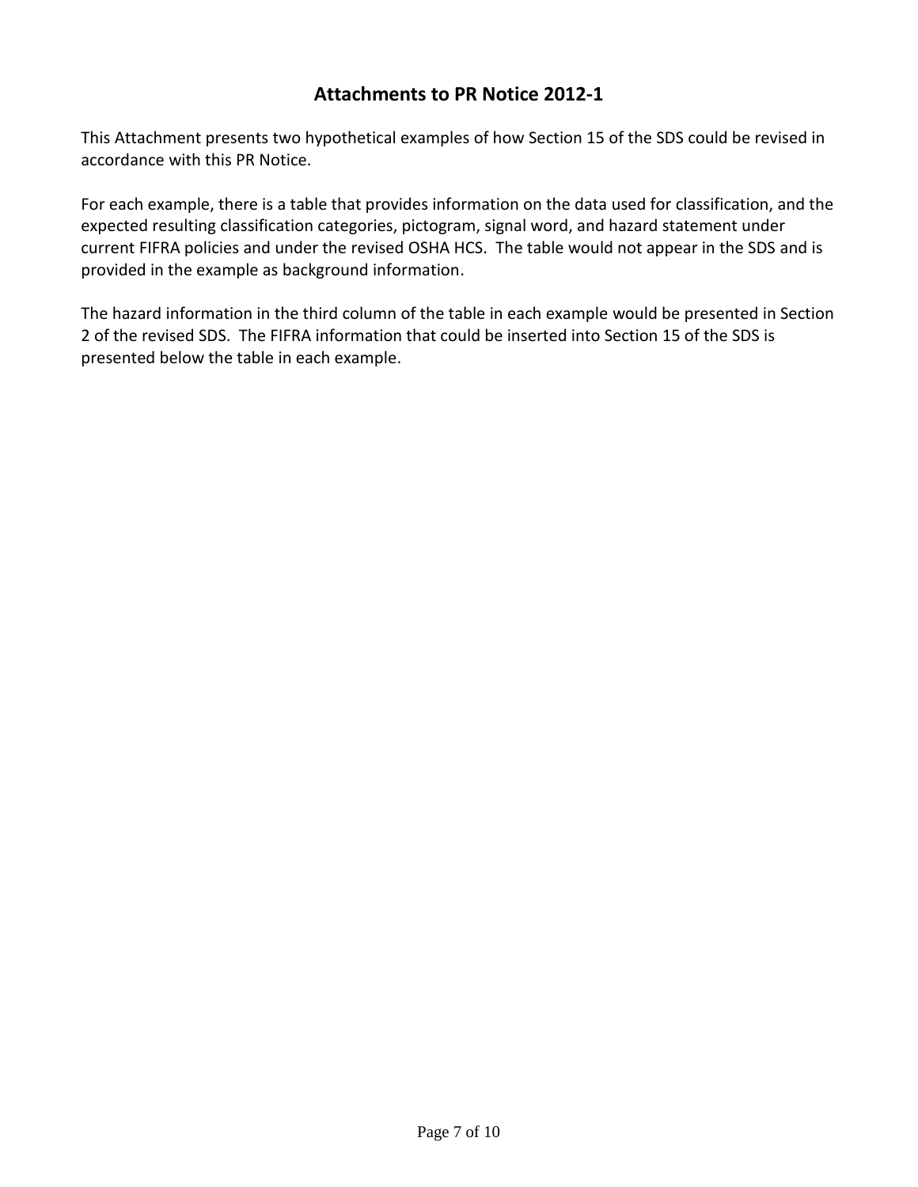# Attachments to PR Notice 2012-1

This Attachment presents two hypothetical examples of how Section 15 of the SDS could be revised in accordance with this PR Notice.

For each example, there is a table that provides information on the data used for classification, and the expected resulting classification categories, pictogram, signal word, and hazard statement under current FIFRA policies and under the revised OSHA HCS. The table would not appear in the SDS and is provided in the example as background information.

The hazard information in the third column of the table in each example would be presented in Section 2 of the revised SDS. The FIFRA information that could be inserted into Section 15 of the SDS is presented below the table in each example.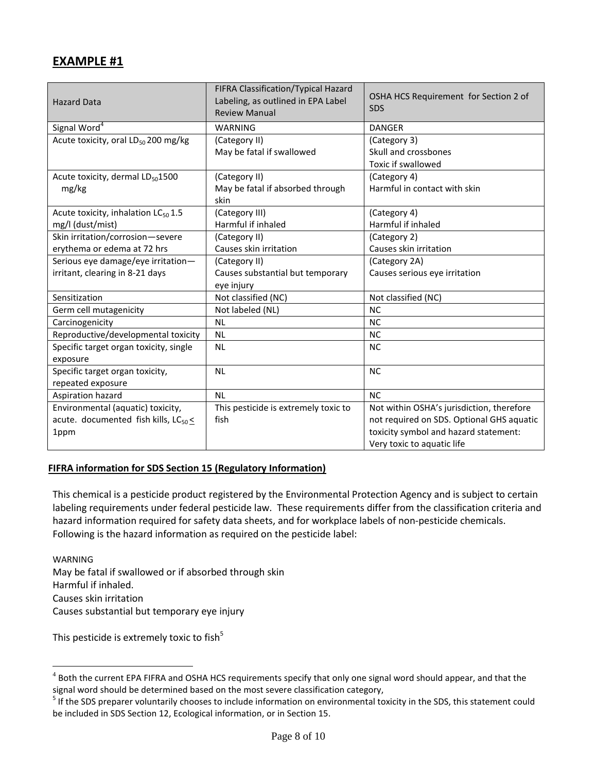## EXAMPLE #1

| Hazard Data | FIFRA Classification/Typical Hazard Labeling, as outlined in EPA Label Review Manual | OSHA HCS Requirement for Section 2 of SDS |
|---|---|---|
| Signal Word[4] | WARNING | DANGER |
| Acute toxicity, oral $LD_{50}$ 200 mg/kg | (Category II) May be fatal if swallowed | (Category 3) Skull and crossbones Toxic if swallowed |
| Acute toxicity, dermal $LD_{50}$1500 mg/kg | (Category II) May be fatal if absorbed through skin | (Category 4) Harmful in contact with skin |
| Acute toxicity, inhalation $LC_{50}$ 1.5 mg/l (dust/mist) | (Category III) Harmful if inhaled | (Category 4) Harmful if inhaled |
| Skin irritation/corrosion—severe erythema or edema at 72 hrs | (Category II) Causes skin irritation | (Category 2) Causes skin irritation |
| Serious eye damage/eye irritation—irritant, clearing in 8-21 days | (Category II) Causes substantial but temporary eye injury | (Category 2A) Causes serious eye irritation |
| Sensitization | Not classified (NC) | Not classified (NC) |
| Germ cell mutagenicity | Not labeled (NL) | NC |
| Carcinogenicity | NL | NC |
| Reproductive/developmental toxicity | NL | NC |
| Specific target organ toxicity, single exposure | NL | NC |
| Specific target organ toxicity, repeated exposure | NL | NC |
| Aspiration hazard | NL | NC |
| Environmental (aquatic) toxicity, acute. documented fish kills, $LC_{50} \leq$ 1ppm | This pesticide is extremely toxic to fish | Not within OSHA's jurisdiction, therefore not required on SDS. Optional GHS aquatic toxicity symbol and hazard statement: Very toxic to aquatic life |

**FIFRA information for SDS Section 15 (Regulatory Information)**

This chemical is a pesticide product registered by the Environmental Protection Agency and is subject to certain labeling requirements under federal pesticide law. These requirements differ from the classification criteria and hazard information required for safety data sheets, and for workplace labels of non-pesticide chemicals. Following is the hazard information as required on the pesticide label:

WARNING
May be fatal if swallowed or if absorbed through skin
Harmful if inhaled.
Causes skin irritation
Causes substantial but temporary eye injury

This pesticide is extremely toxic to fish[5]

---

[4] Both the current EPA FIFRA and OSHA HCS requirements specify that only one signal word should appear, and that the signal word should be determined based on the most severe classification category,

[5] If the SDS preparer voluntarily chooses to include information on environmental toxicity in the SDS, this statement could be included in SDS Section 12, Ecological information, or in Section 15.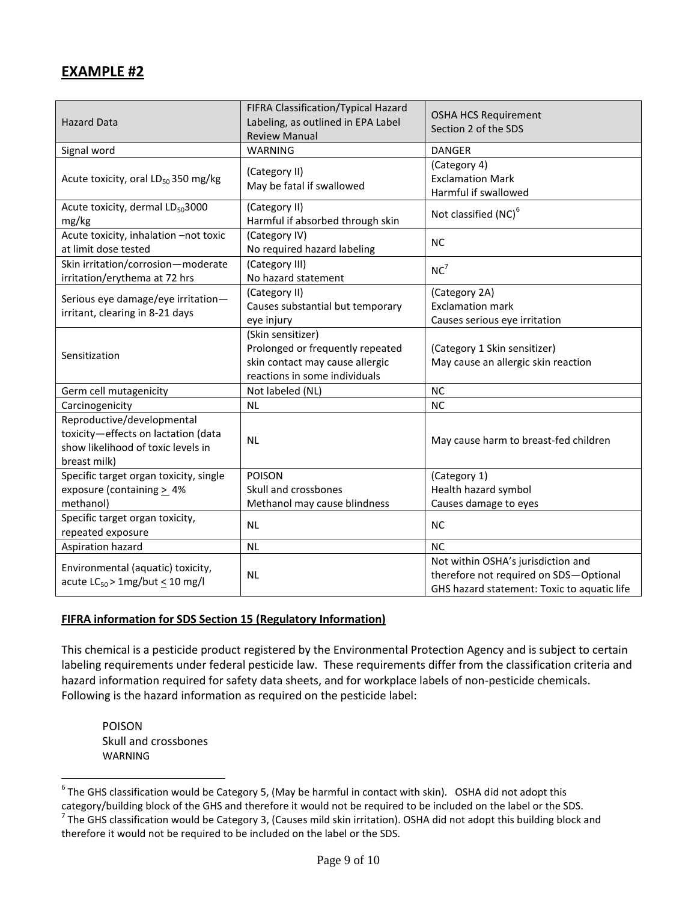## EXAMPLE #2

| Hazard Data | FIFRA Classification/Typical Hazard Labeling, as outlined in EPA Label Review Manual | OSHA HCS Requirement Section 2 of the SDS |
|---|---|---|
| Signal word | WARNING | DANGER |
| Acute toxicity, oral $LD_{50}$ 350 mg/kg | (Category II)<br>May be fatal if swallowed | (Category 4)<br>Exclamation Mark<br>Harmful if swallowed |
| Acute toxicity, dermal $LD_{50}$3000 mg/kg | (Category II)<br>Harmful if absorbed through skin | Not classified (NC)[6] |
| Acute toxicity, inhalation –not toxic at limit dose tested | (Category IV)<br>No required hazard labeling | NC |
| Skin irritation/corrosion—moderate irritation/erythema at 72 hrs | (Category III)<br>No hazard statement | NC[7] |
| Serious eye damage/eye irritation—irritant, clearing in 8-21 days | (Category II)<br>Causes substantial but temporary eye injury | (Category 2A)<br>Exclamation mark<br>Causes serious eye irritation |
| Sensitization | (Skin sensitizer)<br>Prolonged or frequently repeated skin contact may cause allergic reactions in some individuals | (Category 1 Skin sensitizer)<br>May cause an allergic skin reaction |
| Germ cell mutagenicity | Not labeled (NL) | NC |
| Carcinogenicity | NL | NC |
| Reproductive/developmental toxicity—effects on lactation (data show likelihood of toxic levels in breast milk) | NL | May cause harm to breast-fed children |
| Specific target organ toxicity, single exposure (containing $\geq$ 4% methanol) | POISON<br>Skull and crossbones<br>Methanol may cause blindness | (Category 1)<br>Health hazard symbol<br>Causes damage to eyes |
| Specific target organ toxicity, repeated exposure | NL | NC |
| Aspiration hazard | NL | NC |
| Environmental (aquatic) toxicity, acute $LC_{50}$ > 1mg/but $\leq$ 10 mg/l | NL | Not within OSHA's jurisdiction and therefore not required on SDS—Optional GHS hazard statement: Toxic to aquatic life |

**FIFRA information for SDS Section 15 (Regulatory Information)**

This chemical is a pesticide product registered by the Environmental Protection Agency and is subject to certain labeling requirements under federal pesticide law. These requirements differ from the classification criteria and hazard information required for safety data sheets, and for workplace labels of non-pesticide chemicals. Following is the hazard information as required on the pesticide label:

POISON
Skull and crossbones
WARNING

[6] The GHS classification would be Category 5, (May be harmful in contact with skin). OSHA did not adopt this category/building block of the GHS and therefore it would not be required to be included on the label or the SDS.

[7] The GHS classification would be Category 3, (Causes mild skin irritation). OSHA did not adopt this building block and therefore it would not be required to be included on the label or the SDS.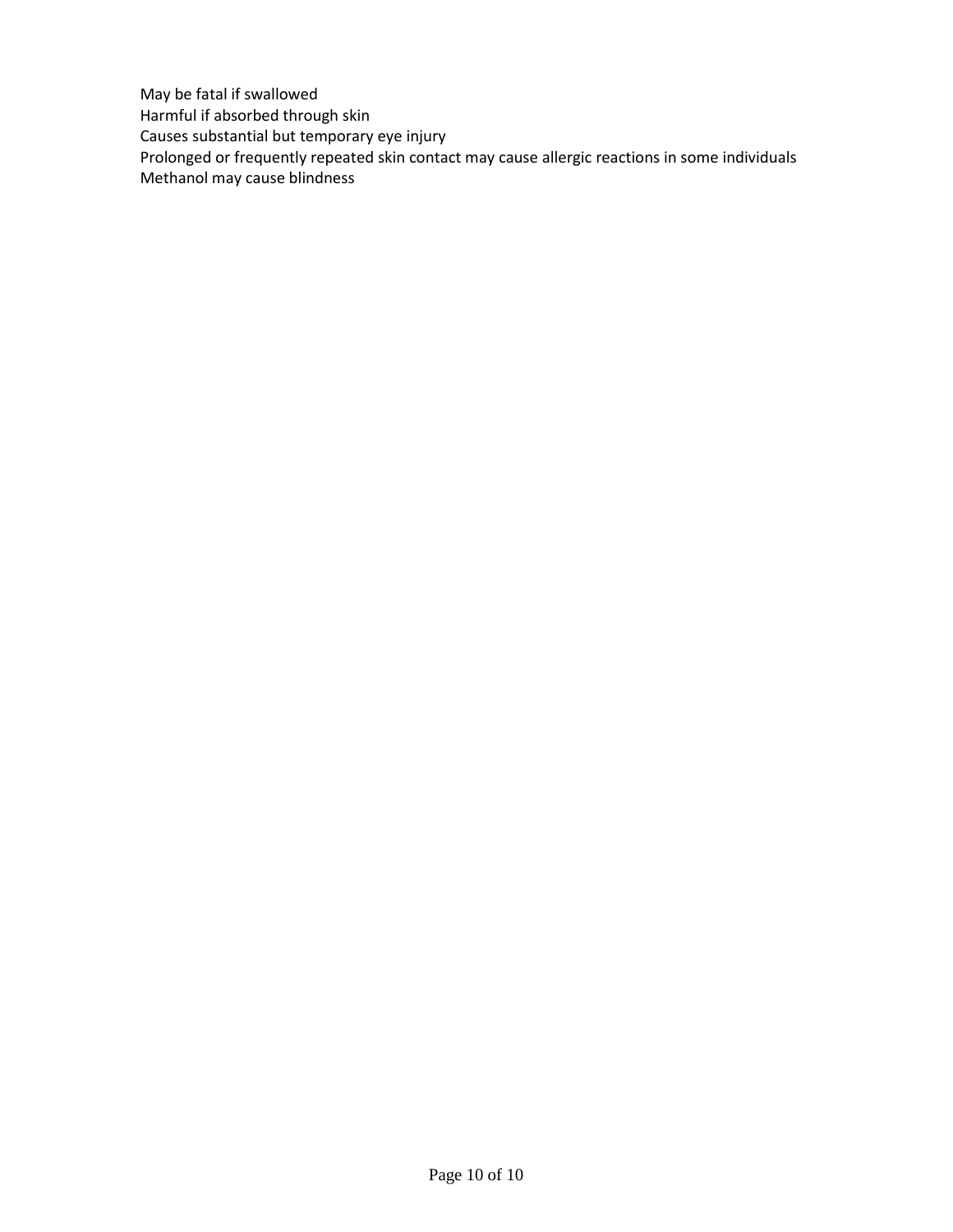May be fatal if swallowed
Harmful if absorbed through skin
Causes substantial but temporary eye injury
Prolonged or frequently repeated skin contact may cause allergic reactions in some individuals
Methanol may cause blindness